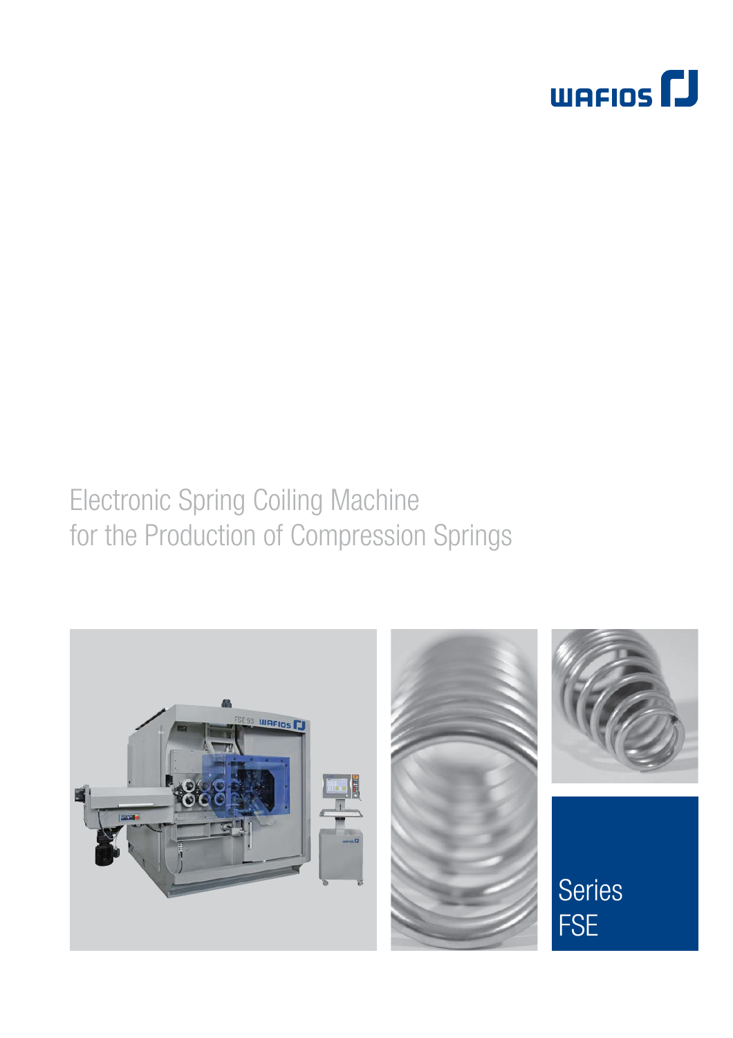WAFIOS

# Electronic Spring Coiling Machine for the Production of Compression Springs

Series FSE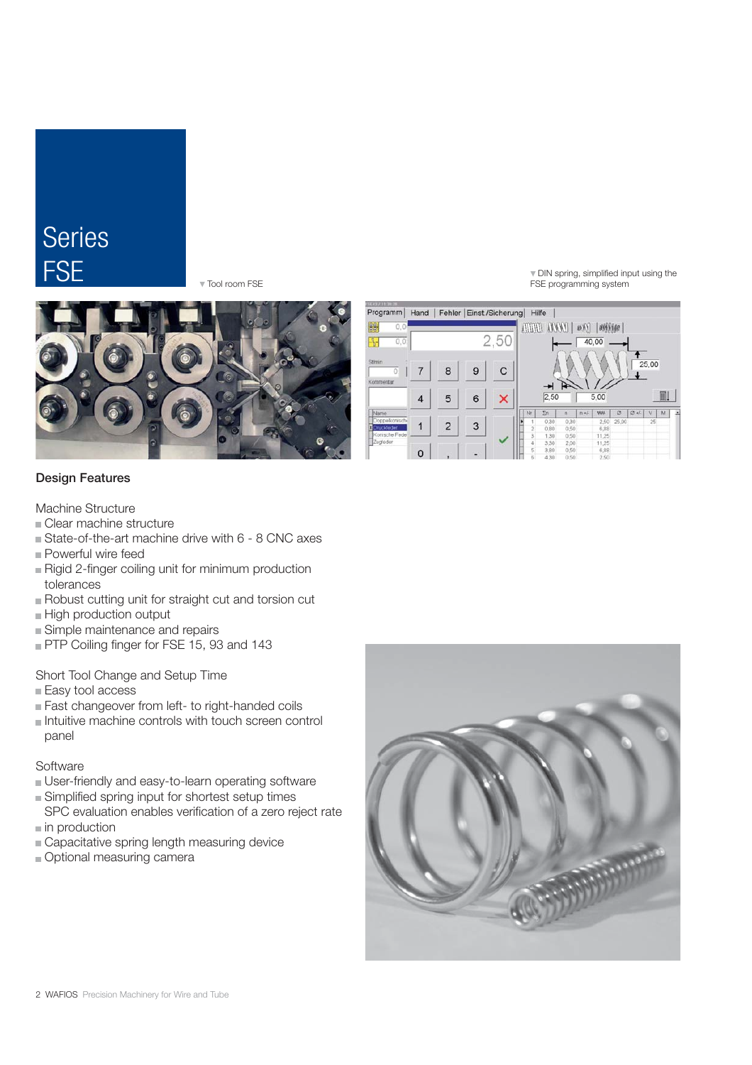# Series FSE

▼ Tool room FSE

▼ DIN spring, simplified input using the FSE programming system

## Design Features

Machine Structure

- Clear machine structure
- State-of-the-art machine drive with 6 - 8 CNC axes
- Powerful wire feed
- Rigid 2-finger coiling unit for minimum production tolerances
- Robust cutting unit for straight cut and torsion cut
- High production output
- Simple maintenance and repairs
- PTP Coiling finger for FSE 15, 93 and 143

Short Tool Change and Setup Time

- Easy tool access
- Fast changeover from left- to right-handed coils
- Intuitive machine controls with touch screen control panel

Software

- User-friendly and easy-to-learn operating software
- Simplified spring input for shortest setup times
- SPC evaluation enables verification of a zero reject rate in production
- Capacitative spring length measuring device
- Optional measuring camera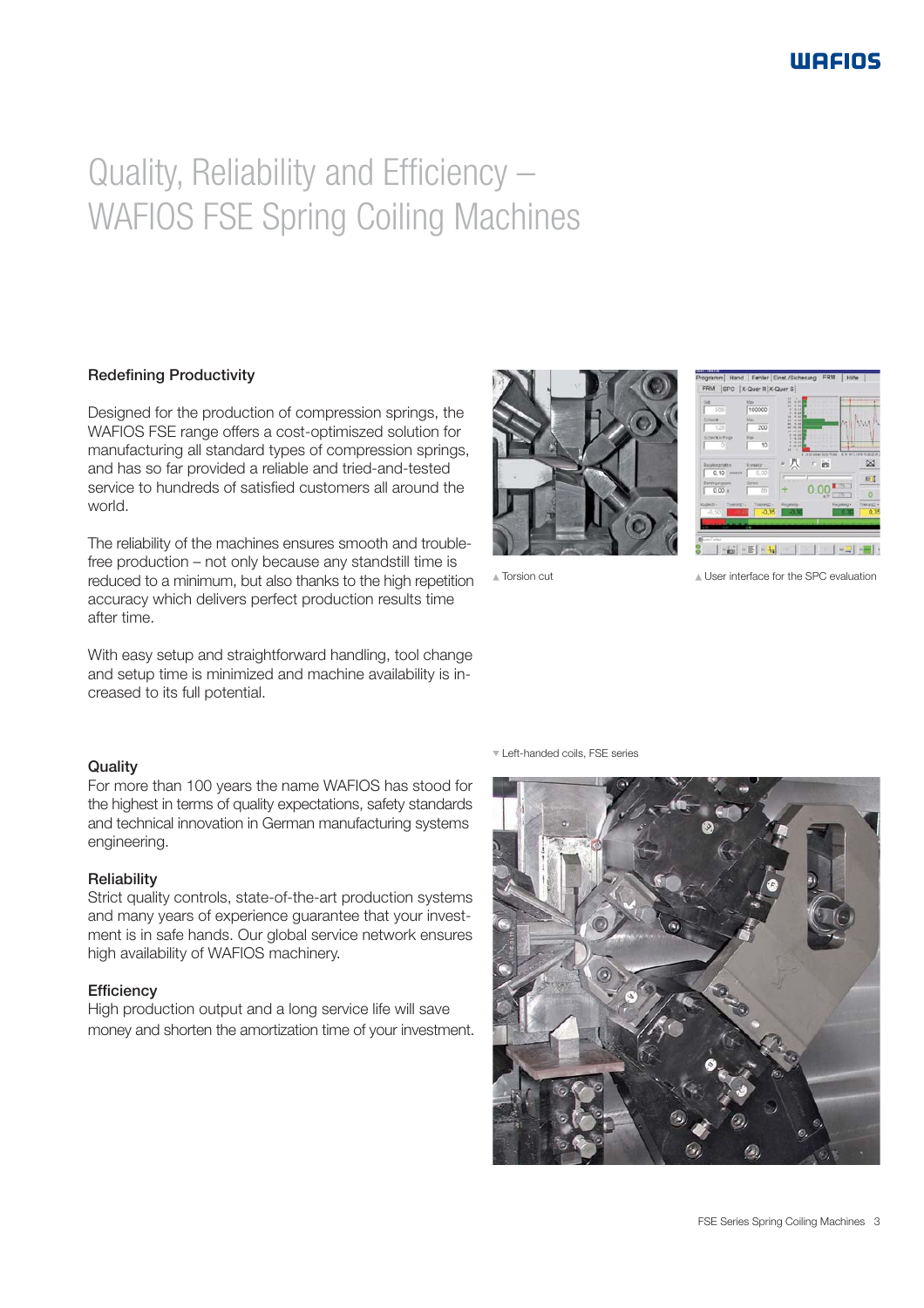# Quality, Reliability and Efficiency – WAFIOS FSE Spring Coiling Machines

### Redefining Productivity

Designed for the production of compression springs, the WAFIOS FSE range offers a cost-optimiszed solution for manufacturing all standard types of compression springs, and has so far provided a reliable and tried-and-tested service to hundreds of satisfied customers all around the world.

The reliability of the machines ensures smooth and trouble-free production – not only because any standstill time is reduced to a minimum, but also thanks to the high repetition accuracy which delivers perfect production results time after time.

With easy setup and straightforward handling, tool change and setup time is minimized and machine availability is increased to its full potential.

▲ Torsion cut

▲ User interface for the SPC evaluation

### Quality

For more than 100 years the name WAFIOS has stood for the highest in terms of quality expectations, safety standards and technical innovation in German manufacturing systems engineering.

### Reliability

Strict quality controls, state-of-the-art production systems and many years of experience guarantee that your investment is in safe hands. Our global service network ensures high availability of WAFIOS machinery.

### Efficiency

High production output and a long service life will save money and shorten the amortization time of your investment.

▼ Left-handed coils, FSE series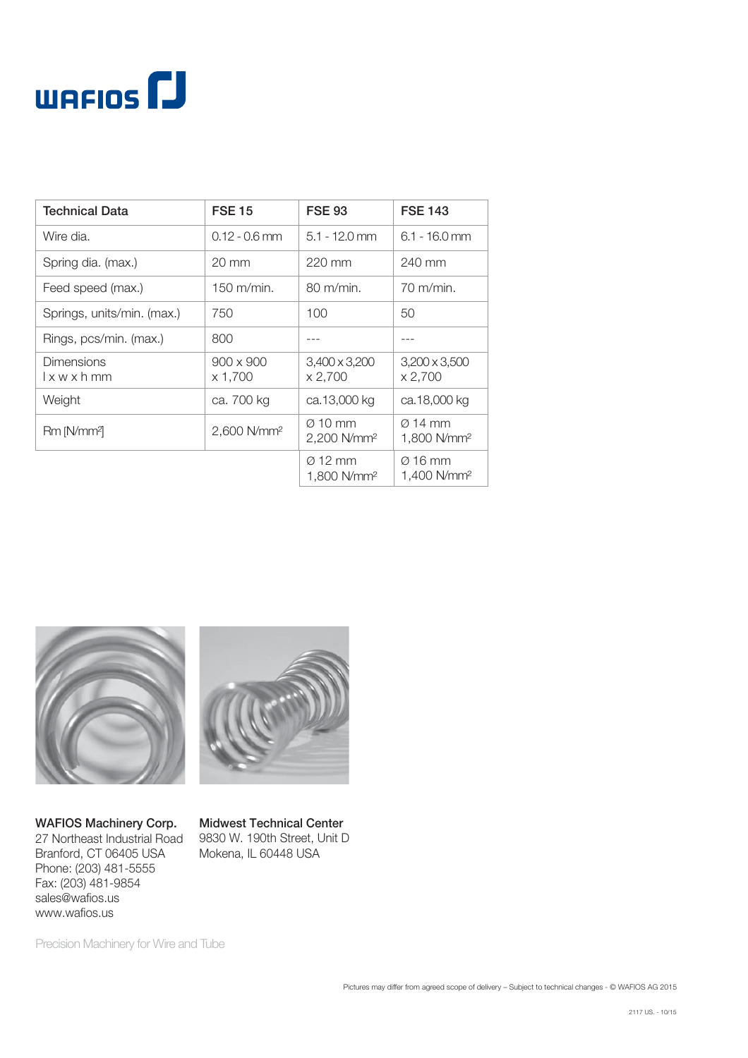| Technical Data | FSE 15 | FSE 93 | FSE 143 |
|---|---|---|---|
| Wire dia. | 0.12 - 0.6 mm | 5.1 - 12.0 mm | 6.1 - 16.0 mm |
| Spring dia. (max.) | 20 mm | 220 mm | 240 mm |
| Feed speed (max.) | 150 m/min. | 80 m/min. | 70 m/min. |
| Springs, units/min. (max.) | 750 | 100 | 50 |
| Rings, pcs/min. (max.) | 800 | --- | --- |
| Dimensions l x w x h mm | 900 x 900 x 1,700 | 3,400 x 3,200 x 2,700 | 3,200 x 3,500 x 2,700 |
| Weight | ca. 700 kg | ca.13,000 kg | ca.18,000 kg |
| Rm [N/mm²] | 2,600 N/mm² | Ø 10 mm 2,200 N/mm² | Ø 14 mm 1,800 N/mm² |
| | | Ø 12 mm 1,800 N/mm² | Ø 16 mm 1,400 N/mm² |

**WAFIOS Machinery Corp.**
27 Northeast Industrial Road
Branford, CT 06405 USA
Phone: (203) 481-5555
Fax: (203) 481-9854
sales@wafios.us
www.wafios.us

**Midwest Technical Center**
9830 W. 190th Street, Unit D
Mokena, IL 60448 USA

Precision Machinery for Wire and Tube

Pictures may differ from agreed scope of delivery – Subject to technical changes - © WAFIOS AG 2015

2117 US. - 10/15